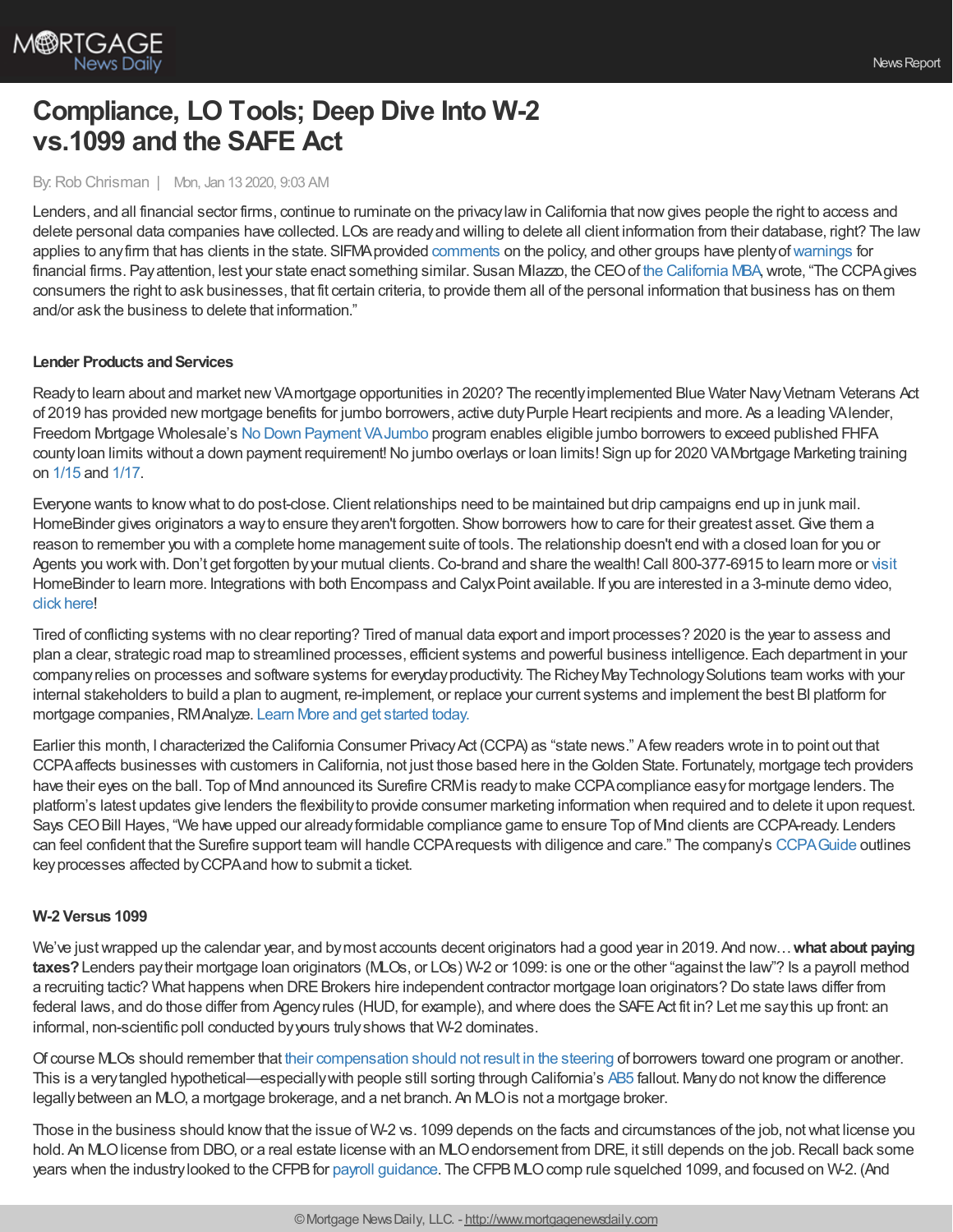# Compliance, LO Tools; Deep Dive Into W-2 vs.1099 and the SAFE Act

By: Rob Chrisman | Mon, Jan 13 2020, 9:03 AM

Lenders, and all financial sector firms, continue to ruminate on the privacy law in California that now gives people the right to access and delete personal data companies have collected. LOs are ready and willing to delete all client information from their database, right? The law applies to any firm that has clients in the state. SIFMA provided comments on the policy, and other groups have plenty of warnings for financial firms. Pay attention, lest your state enact something similar. Susan Milazzo, the CEO of the California MBA, wrote, "The CCPA gives consumers the right to ask businesses, that fit certain criteria, to provide them all of the personal information that business has on them and/or ask the business to delete that information."

### Lender Products and Services

Ready to learn about and market new VA mortgage opportunities in 2020? The recently implemented Blue Water Navy Vietnam Veterans Act of 2019 has provided new mortgage benefits for jumbo borrowers, active duty Purple Heart recipients and more. As a leading VA lender, Freedom Mortgage Wholesale's No Down Payment VA Jumbo program enables eligible jumbo borrowers to exceed published FHFA county loan limits without a down payment requirement! No jumbo overlays or loan limits! Sign up for 2020 VA Mortgage Marketing training on 1/15 and 1/17.

Everyone wants to know what to do post-close. Client relationships need to be maintained but drip campaigns end up in junk mail. HomeBinder gives originators a way to ensure they aren't forgotten. Show borrowers how to care for their greatest asset. Give them a reason to remember you with a complete home management suite of tools. The relationship doesn't end with a closed loan for you or Agents you work with. Don't get forgotten by your mutual clients. Co-brand and share the wealth! Call 800-377-6915 to learn more or visit HomeBinder to learn more. Integrations with both Encompass and Calyx Point available. If you are interested in a 3-minute demo video, click here!

Tired of conflicting systems with no clear reporting? Tired of manual data export and import processes? 2020 is the year to assess and plan a clear, strategic road map to streamlined processes, efficient systems and powerful business intelligence. Each department in your company relies on processes and software systems for everyday productivity. The Richey May Technology Solutions team works with your internal stakeholders to build a plan to augment, re-implement, or replace your current systems and implement the best BI platform for mortgage companies, RMAnalyze. Learn More and get started today.

Earlier this month, I characterized the California Consumer Privacy Act (CCPA) as "state news." A few readers wrote in to point out that CCPA affects businesses with customers in California, not just those based here in the Golden State. Fortunately, mortgage tech providers have their eyes on the ball. Top of Mind announced its Surefire CRM is ready to make CCPA compliance easy for mortgage lenders. The platform's latest updates give lenders the flexibility to provide consumer marketing information when required and to delete it upon request. Says CEO Bill Hayes, "We have upped our already formidable compliance game to ensure Top of Mind clients are CCPA-ready. Lenders can feel confident that the Surefire support team will handle CCPA requests with diligence and care." The company's CCPA Guide outlines key processes affected by CCPA and how to submit a ticket.

### W-2 Versus 1099

We've just wrapped up the calendar year, and by most accounts decent originators had a good year in 2019. And now… **what about paying taxes?** Lenders pay their mortgage loan originators (MLOs, or LOs) W-2 or 1099: is one or the other "against the law"? Is a payroll method a recruiting tactic? What happens when DRE Brokers hire independent contractor mortgage loan originators? Do state laws differ from federal laws, and do those differ from Agency rules (HUD, for example), and where does the SAFE Act fit in? Let me say this up front: an informal, non-scientific poll conducted by yours truly shows that W-2 dominates.

Of course MLOs should remember that their compensation should not result in the steering of borrowers toward one program or another. This is a very tangled hypothetical—especially with people still sorting through California's AB5 fallout. Many do not know the difference legally between an MLO, a mortgage brokerage, and a net branch. An MLO is not a mortgage broker.

Those in the business should know that the issue of W-2 vs. 1099 depends on the facts and circumstances of the job, not what license you hold. An MLO license from DBO, or a real estate license with an MLO endorsement from DRE, it still depends on the job. Recall back some years when the industry looked to the CFPB for payroll guidance. The CFPB MLO comp rule squelched 1099, and focused on W-2. (And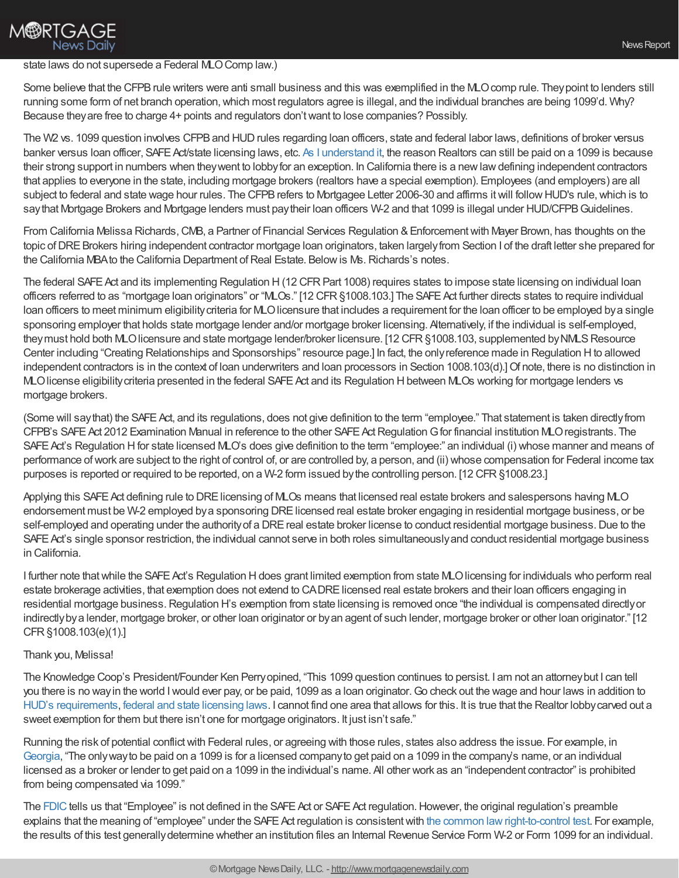state laws do not supersede a Federal MLO Comp law.)

Some believe that the CFPB rule writers were anti small business and this was exemplified in the MLO comp rule. They point to lenders still running some form of net branch operation, which most regulators agree is illegal, and the individual branches are being 1099'd. Why? Because they are free to charge 4+ points and regulators don't want to lose companies? Possibly.

The W2 vs. 1099 question involves CFPB and HUD rules regarding loan officers, state and federal labor laws, definitions of broker versus banker versus loan officer, SAFE Act/state licensing laws, etc. As I understand it, the reason Realtors can still be paid on a 1099 is because their strong support in numbers when they went to lobby for an exception. In California there is a new law defining independent contractors that applies to everyone in the state, including mortgage brokers (realtors have a special exemption). Employees (and employers) are all subject to federal and state wage hour rules. The CFPB refers to Mortgagee Letter 2006-30 and affirms it will follow HUD's rule, which is to say that Mortgage Brokers and Mortgage lenders must pay their loan officers W-2 and that 1099 is illegal under HUD/CFPB Guidelines.

From California Melissa Richards, CMB, a Partner of Financial Services Regulation & Enforcement with Mayer Brown, has thoughts on the topic of DRE Brokers hiring independent contractor mortgage loan originators, taken largely from Section I of the draft letter she prepared for the California MBA to the California Department of Real Estate. Below is Ms. Richards's notes.

The federal SAFE Act and its implementing Regulation H (12 CFR Part 1008) requires states to impose state licensing on individual loan officers referred to as "mortgage loan originators" or "MLOs." [12 CFR §1008.103.] The SAFE Act further directs states to require individual loan officers to meet minimum eligibility criteria for MLO licensure that includes a requirement for the loan officer to be employed by a single sponsoring employer that holds state mortgage lender and/or mortgage broker licensing. Alternatively, if the individual is self-employed, they must hold both MLO licensure and state mortgage lender/broker licensure. [12 CFR §1008.103, supplemented by NMLS Resource Center including "Creating Relationships and Sponsorships" resource page.] In fact, the only reference made in Regulation H to allowed independent contractors is in the context of loan underwriters and loan processors in Section 1008.103(d).] Of note, there is no distinction in MLO license eligibility criteria presented in the federal SAFE Act and its Regulation H between MLOs working for mortgage lenders vs mortgage brokers.

(Some will say that) the SAFE Act, and its regulations, does not give definition to the term "employee." That statement is taken directly from CFPB's SAFE Act 2012 Examination Manual in reference to the other SAFE Act Regulation G for financial institution MLO registrants. The SAFE Act's Regulation H for state licensed MLO's does give definition to the term "employee:" an individual (i) whose manner and means of performance of work are subject to the right of control of, or are controlled by, a person, and (ii) whose compensation for Federal income tax purposes is reported or required to be reported, on a W-2 form issued by the controlling person. [12 CFR §1008.23.]

Applying this SAFE Act defining rule to DRE licensing of MLOs means that licensed real estate brokers and salespersons having MLO endorsement must be W-2 employed by a sponsoring DRE licensed real estate broker engaging in residential mortgage business, or be self-employed and operating under the authority of a DRE real estate broker license to conduct residential mortgage business. Due to the SAFE Act's single sponsor restriction, the individual cannot serve in both roles simultaneously and conduct residential mortgage business in California.

I further note that while the SAFE Act's Regulation H does grant limited exemption from state MLO licensing for individuals who perform real estate brokerage activities, that exemption does not extend to CA DRE licensed real estate brokers and their loan officers engaging in residential mortgage business. Regulation H's exemption from state licensing is removed once "the individual is compensated directly or indirectly by a lender, mortgage broker, or other loan originator or by an agent of such lender, mortgage broker or other loan originator." [12 CFR §1008.103(e)(1).]

Thank you, Melissa!

The Knowledge Coop's President/Founder Ken Perry opined, "This 1099 question continues to persist. I am not an attorney but I can tell you there is no way in the world I would ever pay, or be paid, 1099 as a loan originator. Go check out the wage and hour laws in addition to HUD's requirements, federal and state licensing laws. I cannot find one area that allows for this. It is true that the Realtor lobby carved out a sweet exemption for them but there isn't one for mortgage originators. It just isn't safe."

Running the risk of potential conflict with Federal rules, or agreeing with those rules, states also address the issue. For example, in Georgia, "The only way to be paid on a 1099 is for a licensed company to get paid on a 1099 in the company's name, or an individual licensed as a broker or lender to get paid on a 1099 in the individual's name. All other work as an "independent contractor" is prohibited from being compensated via 1099."

The FDIC tells us that "Employee" is not defined in the SAFE Act or SAFE Act regulation. However, the original regulation's preamble explains that the meaning of "employee" under the SAFE Act regulation is consistent with the common law right-to-control test. For example, the results of this test generally determine whether an institution files an Internal Revenue Service Form W-2 or Form 1099 for an individual.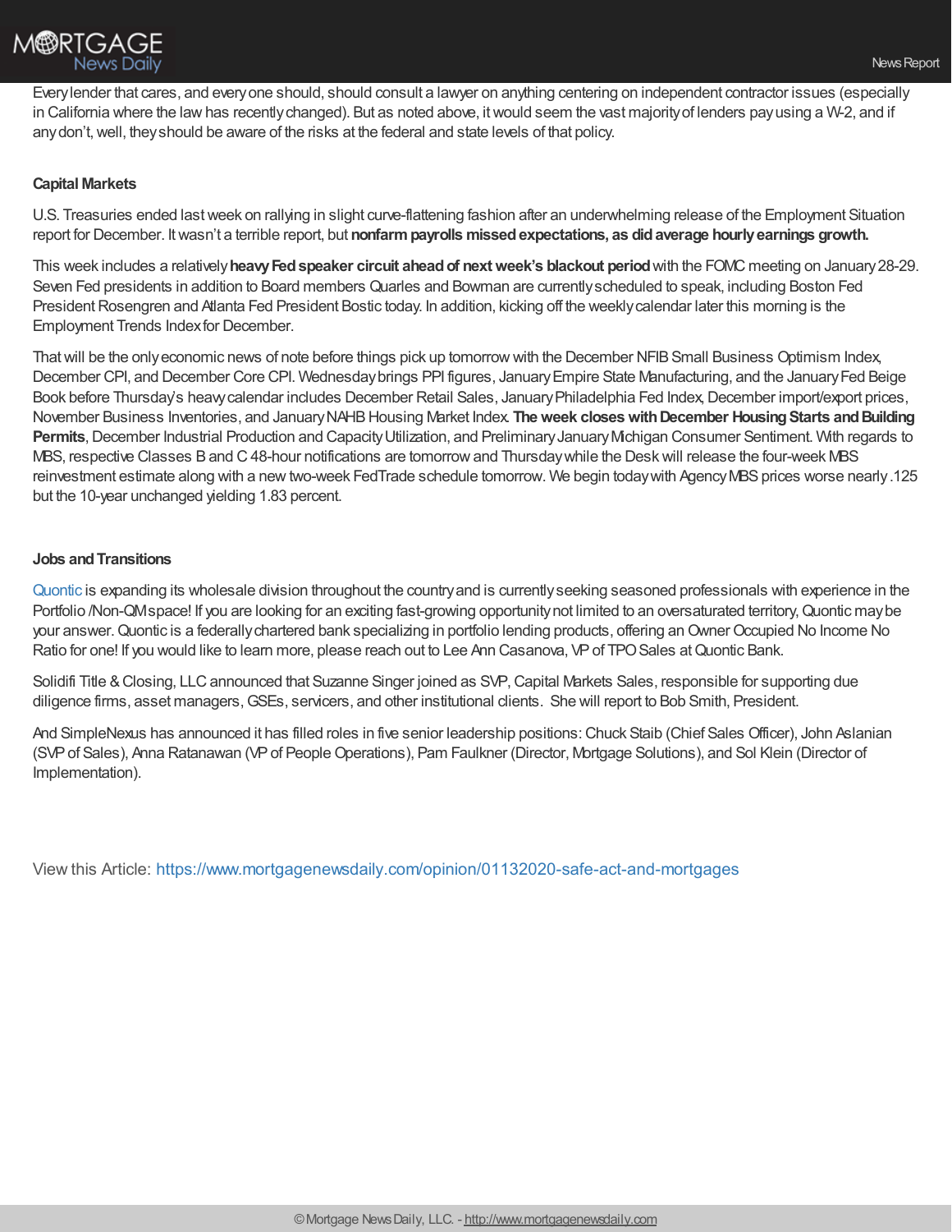Every lender that cares, and every one should, should consult a lawyer on anything centering on independent contractor issues (especially in California where the law has recently changed). But as noted above, it would seem the vast majority of lenders pay using a W-2, and if any don't, well, they should be aware of the risks at the federal and state levels of that policy.

**Capital Markets**

U.S. Treasuries ended last week on rallying in slight curve-flattening fashion after an underwhelming release of the Employment Situation report for December. It wasn't a terrible report, but **nonfarm payrolls missed expectations, as did average hourly earnings growth.**

This week includes a relatively **heavy Fed speaker circuit ahead of next week's blackout period** with the FOMC meeting on January 28-29. Seven Fed presidents in addition to Board members Quarles and Bowman are currently scheduled to speak, including Boston Fed President Rosengren and Atlanta Fed President Bostic today. In addition, kicking off the weekly calendar later this morning is the Employment Trends Index for December.

That will be the only economic news of note before things pick up tomorrow with the December NFIB Small Business Optimism Index, December CPI, and December Core CPI. Wednesday brings PPI figures, January Empire State Manufacturing, and the January Fed Beige Book before Thursday's heavy calendar includes December Retail Sales, January Philadelphia Fed Index, December import/export prices, November Business Inventories, and January NAHB Housing Market Index. **The week closes with December Housing Starts and Building Permits**, December Industrial Production and Capacity Utilization, and Preliminary January Michigan Consumer Sentiment. With regards to MBS, respective Classes B and C 48-hour notifications are tomorrow and Thursday while the Desk will release the four-week MBS reinvestment estimate along with a new two-week FedTrade schedule tomorrow. We begin today with Agency MBS prices worse nearly .125 but the 10-year unchanged yielding 1.83 percent.

**Jobs and Transitions**

Quontic is expanding its wholesale division throughout the country and is currently seeking seasoned professionals with experience in the Portfolio /Non-QM space! If you are looking for an exciting fast-growing opportunity not limited to an oversaturated territory, Quontic may be your answer. Quontic is a federally chartered bank specializing in portfolio lending products, offering an Owner Occupied No Income No Ratio for one! If you would like to learn more, please reach out to Lee Ann Casanova, VP of TPO Sales at Quontic Bank.

Solidifi Title & Closing, LLC announced that Suzanne Singer joined as SVP, Capital Markets Sales, responsible for supporting due diligence firms, asset managers, GSEs, servicers, and other institutional clients. She will report to Bob Smith, President.

And SimpleNexus has announced it has filled roles in five senior leadership positions: Chuck Staib (Chief Sales Officer), John Aslanian (SVP of Sales), Anna Ratanawan (VP of People Operations), Pam Faulkner (Director, Mortgage Solutions), and Sol Klein (Director of Implementation).

View this Article: https://www.mortgagenewsdaily.com/opinion/01132020-safe-act-and-mortgages